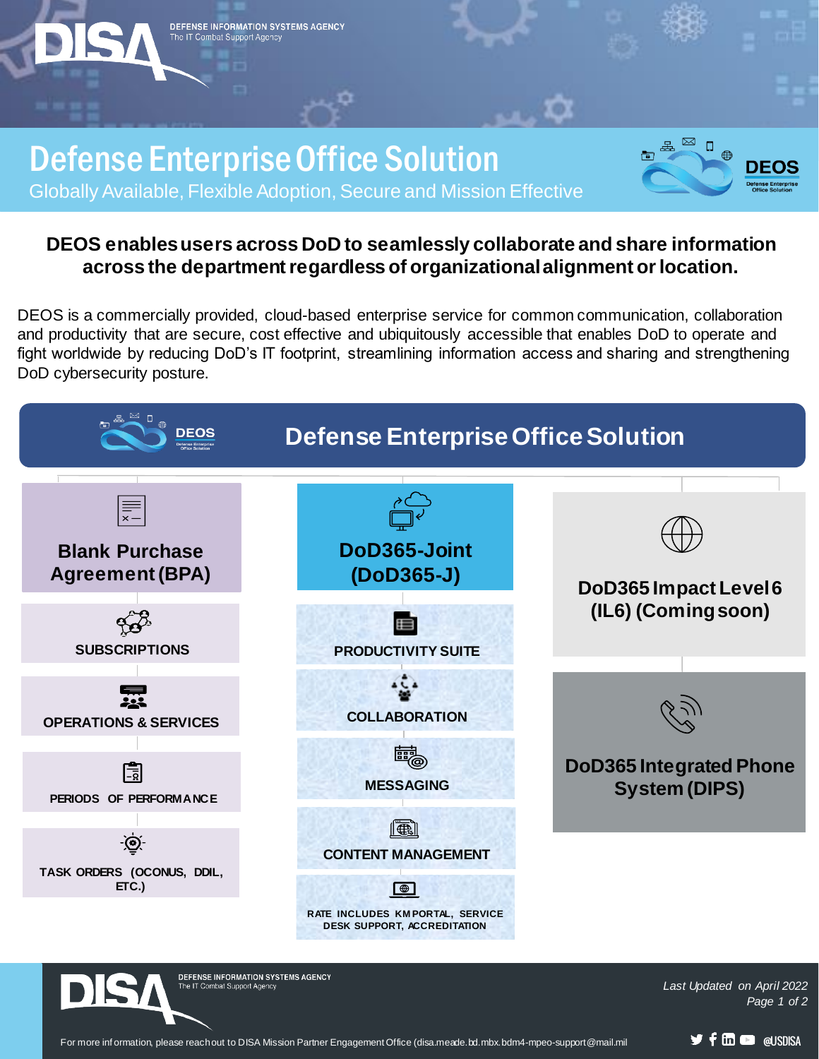DEFENSE INFORMATION SYSTEMS AGENCY
The IT Combat Support Agency

# Defense Enterprise Office Solution

Globally Available, Flexible Adoption, Secure and Mission Effective

**DEOS enables users across DoD to seamlessly collaborate and share information across the department regardless of organizational alignment or location.**

DEOS is a commercially provided, cloud-based enterprise service for common communication, collaboration and productivity that are secure, cost effective and ubiquitously accessible that enables DoD to operate and fight worldwide by reducing DoD's IT footprint, streamlining information access and sharing and strengthening DoD cybersecurity posture.

## Defense Enterprise Office Solution

### Blank Purchase Agreement (BPA)

- SUBSCRIPTIONS
- OPERATIONS & SERVICES
- PERIODS OF PERFORMANCE
- TASK ORDERS (OCONUS, DDIL, ETC.)

### DoD365-Joint (DoD365-J)

- PRODUCTIVITY SUITE
- COLLABORATION
- MESSAGING
- CONTENT MANAGEMENT
- RATE INCLUDES KMPORTAL, SERVICE DESK SUPPORT, ACCREDITATION

### DoD365 Impact Level 6 (IL6) (Coming soon)

### DoD365 Integrated Phone System (DIPS)

*Last Updated on April 2022*

For more information, please reach out to DISA Mission Partner Engagement Office (disa.meade.bd.mbx.bdm4-mpeo-support@mail.mil

@USDISA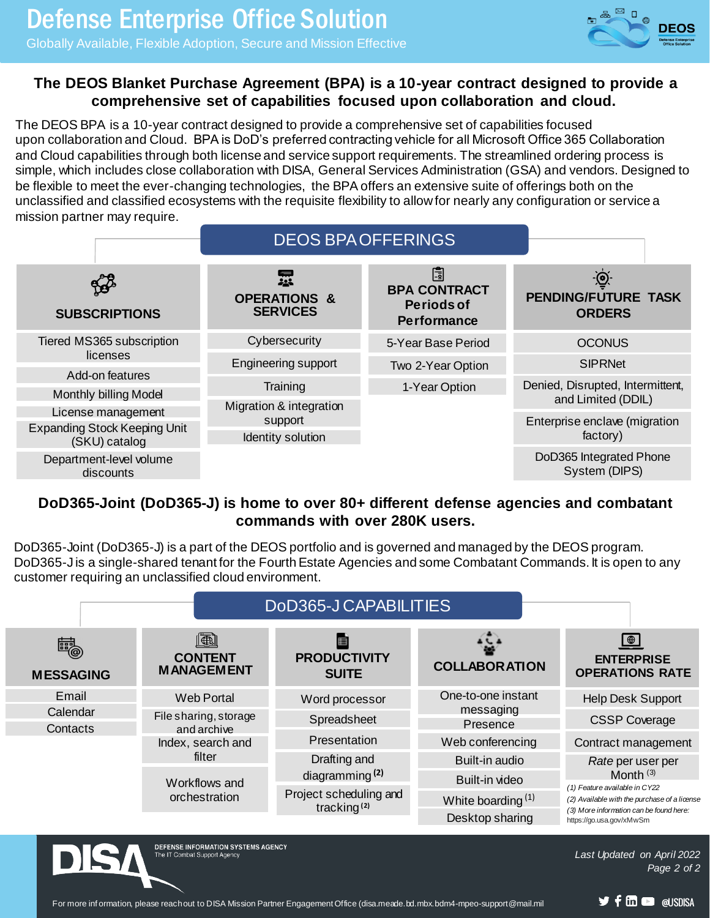# Defense Enterprise Office Solution

Globally Available, Flexible Adoption, Secure and Mission Effective

**The DEOS Blanket Purchase Agreement (BPA) is a 10-year contract designed to provide a comprehensive set of capabilities focused upon collaboration and cloud.**

The DEOS BPA is a 10-year contract designed to provide a comprehensive set of capabilities focused upon collaboration and Cloud. BPA is DoD's preferred contracting vehicle for all Microsoft Office 365 Collaboration and Cloud capabilities through both license and service support requirements. The streamlined ordering process is simple, which includes close collaboration with DISA, General Services Administration (GSA) and vendors. Designed to be flexible to meet the ever-changing technologies, the BPA offers an extensive suite of offerings both on the unclassified and classified ecosystems with the requisite flexibility to allow for nearly any configuration or service a mission partner may require.

## DEOS BPA OFFERINGS

| SUBSCRIPTIONS | OPERATIONS & SERVICES | BPA CONTRACT Periods of Performance | PENDING/FUTURE TASK ORDERS |
|---|---|---|---|
| Tiered MS365 subscription licenses | Cybersecurity | 5-Year Base Period | OCONUS |
| Add-on features | Engineering support | Two 2-Year Option | SIPRNet |
| Monthly billing Model | Training | 1-Year Option | Denied, Disrupted, Intermittent, and Limited (DDIL) |
| License management | Migration & integration support | | Enterprise enclave (migration factory) |
| Expanding Stock Keeping Unit (SKU) catalog | Identity solution | | DoD365 Integrated Phone System (DIPS) |
| Department-level volume discounts | | | |

**DoD365-Joint (DoD365-J) is home to over 80+ different defense agencies and combatant commands with over 280K users.**

DoD365-Joint (DoD365-J) is a part of the DEOS portfolio and is governed and managed by the DEOS program. DoD365-J is a single-shared tenant for the Fourth Estate Agencies and some Combatant Commands. It is open to any customer requiring an unclassified cloud environment.

## DoD365-J CAPABILITIES

| MESSAGING | CONTENT MANAGEMENT | PRODUCTIVITY SUITE | COLLABORATION | ENTERPRISE OPERATIONS RATE |
|---|---|---|---|---|
| Email | Web Portal | Word processor | One-to-one instant messaging | Help Desk Support |
| Calendar | File sharing, storage and archive | Spreadsheet | Presence | CSSP Coverage |
| Contacts | Index, search and filter | Presentation | Web conferencing | Contract management |
| | Workflows and orchestration | Drafting and diagramming [2] | Built-in audio | *Rate* per user per Month [3] |
| | | Project scheduling and tracking [2] | Built-in video | |
| | | | White boarding [1] | |
| | | | Desktop sharing | |

*(1) Feature available in CY22*

*(2) Available with the purchase of a license*

*(3) More information can be found here:* https://go.usa.gov/xMwSm

DEFENSE INFORMATION SYSTEMS AGENCY
The IT Combat Support Agency

*Last Updated on April 2022*

For more information, please reach out to DISA Mission Partner Engagement Office (disa.meade.bd.mbx.bdm4-mpeo-support@mail.mil

@USDISA